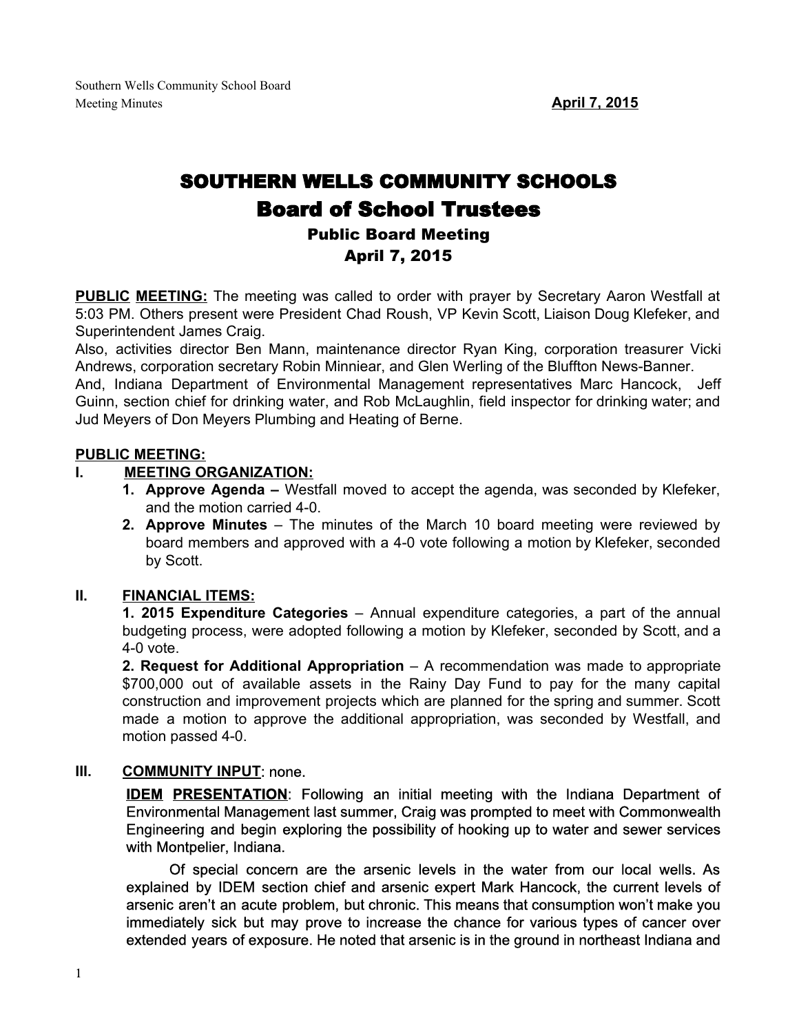Southern Wells Community School Board
Meeting Minutes **April 7, 2015**

# SOUTHERN WELLS COMMUNITY SCHOOLS

## Board of School Trustees

### Public Board Meeting
### April 7, 2015

**PUBLIC MEETING:** The meeting was called to order with prayer by Secretary Aaron Westfall at 5:03 PM. Others present were President Chad Roush, VP Kevin Scott, Liaison Doug Klefeker, and Superintendent James Craig.
Also, activities director Ben Mann, maintenance director Ryan King, corporation treasurer Vicki Andrews, corporation secretary Robin Minniear, and Glen Werling of the Bluffton News-Banner.
And, Indiana Department of Environmental Management representatives Marc Hancock, Jeff Guinn, section chief for drinking water, and Rob McLaughlin, field inspector for drinking water; and Jud Meyers of Don Meyers Plumbing and Heating of Berne.

**PUBLIC MEETING:**

**I. MEETING ORGANIZATION:**

1. **Approve Agenda –** Westfall moved to accept the agenda, was seconded by Klefeker, and the motion carried 4-0.
2. **Approve Minutes** – The minutes of the March 10 board meeting were reviewed by board members and approved with a 4-0 vote following a motion by Klefeker, seconded by Scott.

**II. FINANCIAL ITEMS:**

**1. 2015 Expenditure Categories** – Annual expenditure categories, a part of the annual budgeting process, were adopted following a motion by Klefeker, seconded by Scott, and a 4-0 vote.

**2. Request for Additional Appropriation** – A recommendation was made to appropriate $700,000 out of available assets in the Rainy Day Fund to pay for the many capital construction and improvement projects which are planned for the spring and summer. Scott made a motion to approve the additional appropriation, was seconded by Westfall, and motion passed 4-0.

**III. COMMUNITY INPUT**: none.

**IDEM PRESENTATION**: Following an initial meeting with the Indiana Department of Environmental Management last summer, Craig was prompted to meet with Commonwealth Engineering and begin exploring the possibility of hooking up to water and sewer services with Montpelier, Indiana.

Of special concern are the arsenic levels in the water from our local wells. As explained by IDEM section chief and arsenic expert Mark Hancock, the current levels of arsenic aren't an acute problem, but chronic. This means that consumption won't make you immediately sick but may prove to increase the chance for various types of cancer over extended years of exposure. He noted that arsenic is in the ground in northeast Indiana and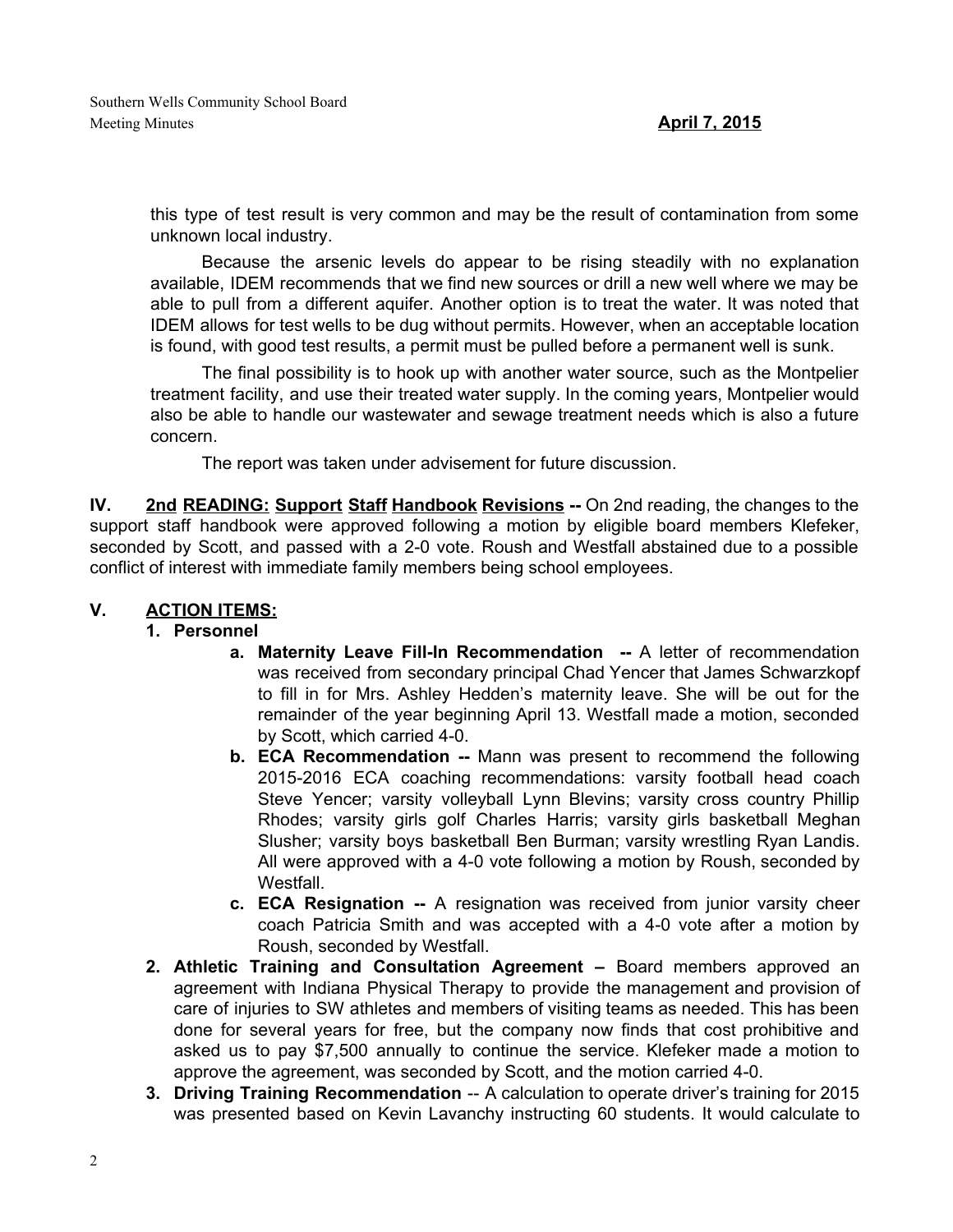this type of test result is very common and may be the result of contamination from some unknown local industry.

Because the arsenic levels do appear to be rising steadily with no explanation available, IDEM recommends that we find new sources or drill a new well where we may be able to pull from a different aquifer. Another option is to treat the water. It was noted that IDEM allows for test wells to be dug without permits. However, when an acceptable location is found, with good test results, a permit must be pulled before a permanent well is sunk.

The final possibility is to hook up with another water source, such as the Montpelier treatment facility, and use their treated water supply. In the coming years, Montpelier would also be able to handle our wastewater and sewage treatment needs which is also a future concern.

The report was taken under advisement for future discussion.

**IV. 2nd READING: Support Staff Handbook Revisions --** On 2nd reading, the changes to the support staff handbook were approved following a motion by eligible board members Klefeker, seconded by Scott, and passed with a 2-0 vote. Roush and Westfall abstained due to a possible conflict of interest with immediate family members being school employees.

**V. ACTION ITEMS:**

1. **Personnel**
   a. **Maternity Leave Fill-In Recommendation --** A letter of recommendation was received from secondary principal Chad Yencer that James Schwarzkopf to fill in for Mrs. Ashley Hedden's maternity leave. She will be out for the remainder of the year beginning April 13. Westfall made a motion, seconded by Scott, which carried 4-0.
   b. **ECA Recommendation --** Mann was present to recommend the following 2015-2016 ECA coaching recommendations: varsity football head coach Steve Yencer; varsity volleyball Lynn Blevins; varsity cross country Phillip Rhodes; varsity girls golf Charles Harris; varsity girls basketball Meghan Slusher; varsity boys basketball Ben Burman; varsity wrestling Ryan Landis. All were approved with a 4-0 vote following a motion by Roush, seconded by Westfall.
   c. **ECA Resignation --** A resignation was received from junior varsity cheer coach Patricia Smith and was accepted with a 4-0 vote after a motion by Roush, seconded by Westfall.
2. **Athletic Training and Consultation Agreement –** Board members approved an agreement with Indiana Physical Therapy to provide the management and provision of care of injuries to SW athletes and members of visiting teams as needed. This has been done for several years for free, but the company now finds that cost prohibitive and asked us to pay $7,500 annually to continue the service. Klefeker made a motion to approve the agreement, was seconded by Scott, and the motion carried 4-0.
3. **Driving Training Recommendation** -- A calculation to operate driver's training for 2015 was presented based on Kevin Lavanchy instructing 60 students. It would calculate to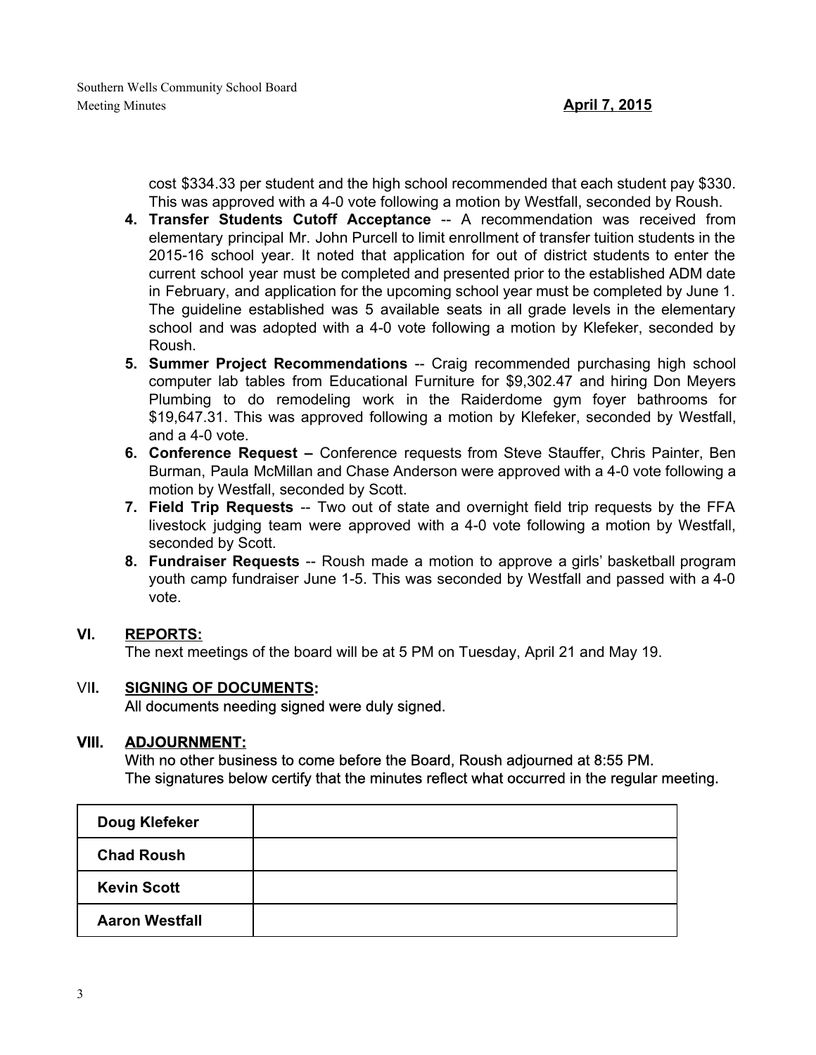cost $334.33 per student and the high school recommended that each student pay $330. This was approved with a 4-0 vote following a motion by Westfall, seconded by Roush.

4. **Transfer Students Cutoff Acceptance** -- A recommendation was received from elementary principal Mr. John Purcell to limit enrollment of transfer tuition students in the 2015-16 school year. It noted that application for out of district students to enter the current school year must be completed and presented prior to the established ADM date in February, and application for the upcoming school year must be completed by June 1. The guideline established was 5 available seats in all grade levels in the elementary school and was adopted with a 4-0 vote following a motion by Klefeker, seconded by Roush.
5. **Summer Project Recommendations** -- Craig recommended purchasing high school computer lab tables from Educational Furniture for $9,302.47 and hiring Don Meyers Plumbing to do remodeling work in the Raiderdome gym foyer bathrooms for $19,647.31. This was approved following a motion by Klefeker, seconded by Westfall, and a 4-0 vote.
6. **Conference Request –** Conference requests from Steve Stauffer, Chris Painter, Ben Burman, Paula McMillan and Chase Anderson were approved with a 4-0 vote following a motion by Westfall, seconded by Scott.
7. **Field Trip Requests** -- Two out of state and overnight field trip requests by the FFA livestock judging team were approved with a 4-0 vote following a motion by Westfall, seconded by Scott.
8. **Fundraiser Requests** -- Roush made a motion to approve a girls' basketball program youth camp fundraiser June 1-5. This was seconded by Westfall and passed with a 4-0 vote.

## VI. REPORTS:

The next meetings of the board will be at 5 PM on Tuesday, April 21 and May 19.

## VII. SIGNING OF DOCUMENTS:

All documents needing signed were duly signed.

## VIII. ADJOURNMENT:

With no other business to come before the Board, Roush adjourned at 8:55 PM.
The signatures below certify that the minutes reflect what occurred in the regular meeting.

| | |
|---|---|
| **Doug Klefeker** | |
| **Chad Roush** | |
| **Kevin Scott** | |
| **Aaron Westfall** | |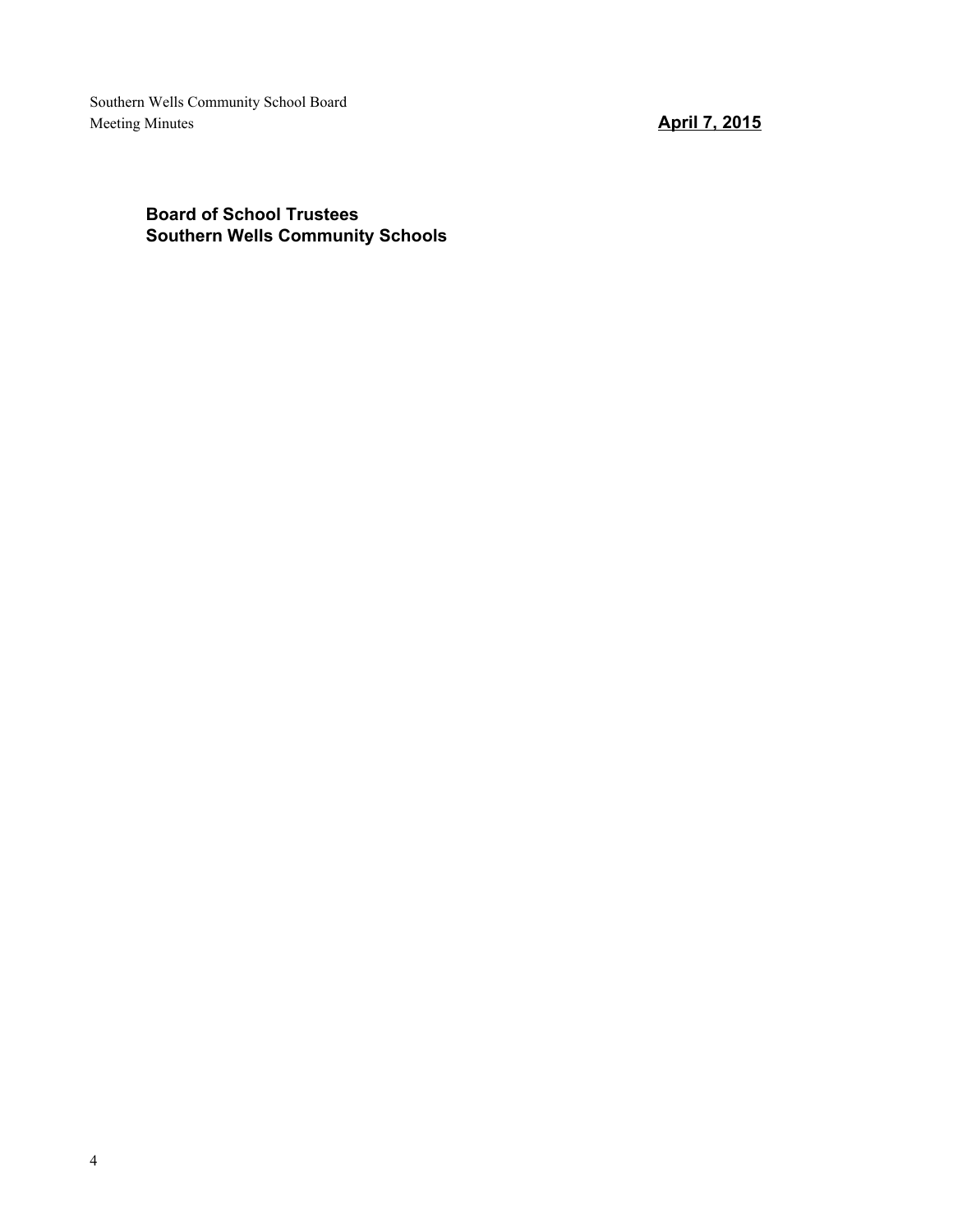**Board of School Trustees**
**Southern Wells Community Schools**